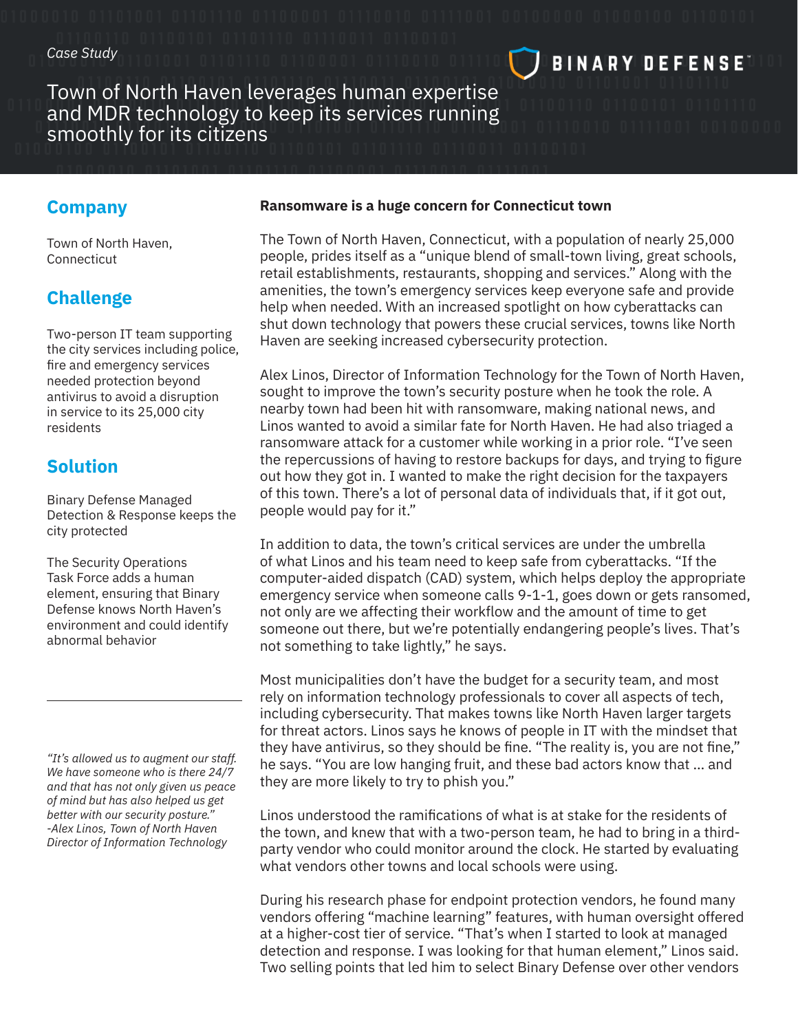*Case Study*

BINARY DEFENSE

# Town of North Haven leverages human expertise and MDR technology to keep its services running smoothly for its citizens

## Company

Town of North Haven, Connecticut

## Challenge

Two-person IT team supporting the city services including police, fire and emergency services needed protection beyond antivirus to avoid a disruption in service to its 25,000 city residents

## Solution

Binary Defense Managed Detection & Response keeps the city protected

The Security Operations Task Force adds a human element, ensuring that Binary Defense knows North Haven's environment and could identify abnormal behavior

---

*"It's allowed us to augment our staff. We have someone who is there 24/7 and that has not only given us peace of mind but has also helped us get better with our security posture." -Alex Linos, Town of North Haven Director of Information Technology*

**Ransomware is a huge concern for Connecticut town**

The Town of North Haven, Connecticut, with a population of nearly 25,000 people, prides itself as a "unique blend of small-town living, great schools, retail establishments, restaurants, shopping and services." Along with the amenities, the town's emergency services keep everyone safe and provide help when needed. With an increased spotlight on how cyberattacks can shut down technology that powers these crucial services, towns like North Haven are seeking increased cybersecurity protection.

Alex Linos, Director of Information Technology for the Town of North Haven, sought to improve the town's security posture when he took the role. A nearby town had been hit with ransomware, making national news, and Linos wanted to avoid a similar fate for North Haven. He had also triaged a ransomware attack for a customer while working in a prior role. "I've seen the repercussions of having to restore backups for days, and trying to figure out how they got in. I wanted to make the right decision for the taxpayers of this town. There's a lot of personal data of individuals that, if it got out, people would pay for it."

In addition to data, the town's critical services are under the umbrella of what Linos and his team need to keep safe from cyberattacks. "If the computer-aided dispatch (CAD) system, which helps deploy the appropriate emergency service when someone calls 9-1-1, goes down or gets ransomed, not only are we affecting their workflow and the amount of time to get someone out there, but we're potentially endangering people's lives. That's not something to take lightly," he says.

Most municipalities don't have the budget for a security team, and most rely on information technology professionals to cover all aspects of tech, including cybersecurity. That makes towns like North Haven larger targets for threat actors. Linos says he knows of people in IT with the mindset that they have antivirus, so they should be fine. "The reality is, you are not fine," he says. "You are low hanging fruit, and these bad actors know that ... and they are more likely to try to phish you."

Linos understood the ramifications of what is at stake for the residents of the town, and knew that with a two-person team, he had to bring in a third-party vendor who could monitor around the clock. He started by evaluating what vendors other towns and local schools were using.

During his research phase for endpoint protection vendors, he found many vendors offering "machine learning" features, with human oversight offered at a higher-cost tier of service. "That's when I started to look at managed detection and response. I was looking for that human element," Linos said. Two selling points that led him to select Binary Defense over other vendors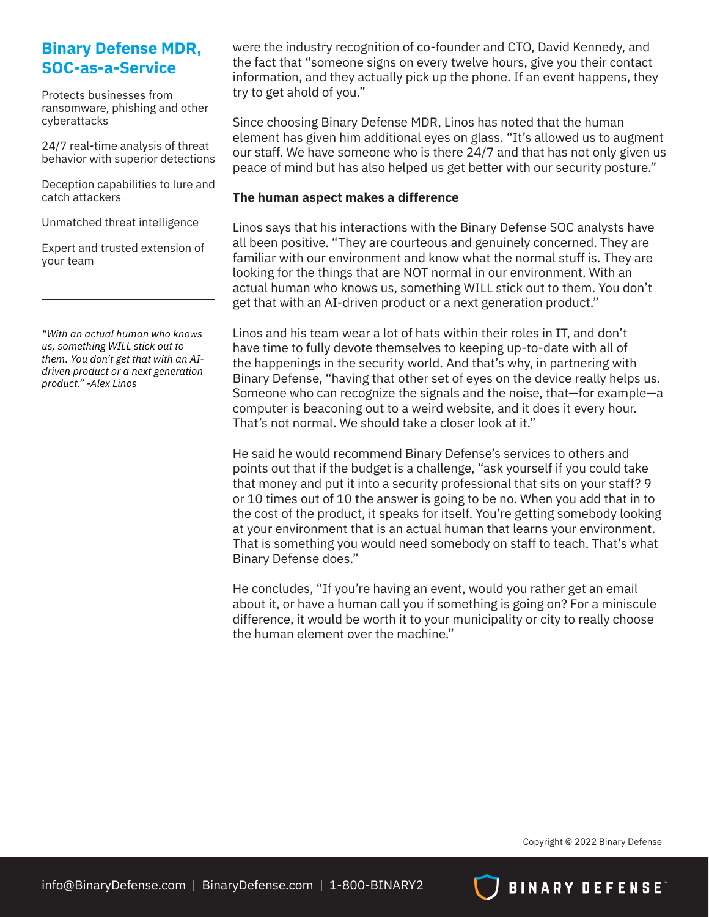## Binary Defense MDR, SOC-as-a-Service

Protects businesses from ransomware, phishing and other cyberattacks

24/7 real-time analysis of threat behavior with superior detections

Deception capabilities to lure and catch attackers

Unmatched threat intelligence

Expert and trusted extension of your team

---

*"With an actual human who knows us, something WILL stick out to them. You don't get that with an AI-driven product or a next generation product." -Alex Linos*

were the industry recognition of co-founder and CTO, David Kennedy, and the fact that "someone signs on every twelve hours, give you their contact information, and they actually pick up the phone. If an event happens, they try to get ahold of you."

Since choosing Binary Defense MDR, Linos has noted that the human element has given him additional eyes on glass. "It's allowed us to augment our staff. We have someone who is there 24/7 and that has not only given us peace of mind but has also helped us get better with our security posture."

**The human aspect makes a difference**

Linos says that his interactions with the Binary Defense SOC analysts have all been positive. "They are courteous and genuinely concerned. They are familiar with our environment and know what the normal stuff is. They are looking for the things that are NOT normal in our environment. With an actual human who knows us, something WILL stick out to them. You don't get that with an AI-driven product or a next generation product."

Linos and his team wear a lot of hats within their roles in IT, and don't have time to fully devote themselves to keeping up-to-date with all of the happenings in the security world. And that's why, in partnering with Binary Defense, "having that other set of eyes on the device really helps us. Someone who can recognize the signals and the noise, that—for example—a computer is beaconing out to a weird website, and it does it every hour. That's not normal. We should take a closer look at it."

He said he would recommend Binary Defense's services to others and points out that if the budget is a challenge, "ask yourself if you could take that money and put it into a security professional that sits on your staff? 9 or 10 times out of 10 the answer is going to be no. When you add that in to the cost of the product, it speaks for itself. You're getting somebody looking at your environment that is an actual human that learns your environment. That is something you would need somebody on staff to teach. That's what Binary Defense does."

He concludes, "If you're having an event, would you rather get an email about it, or have a human call you if something is going on? For a miniscule difference, it would be worth it to your municipality or city to really choose the human element over the machine."

Copyright © 2022 Binary Defense

info@BinaryDefense.com | BinaryDefense.com | 1-800-BINARY2

BINARY DEFENSE